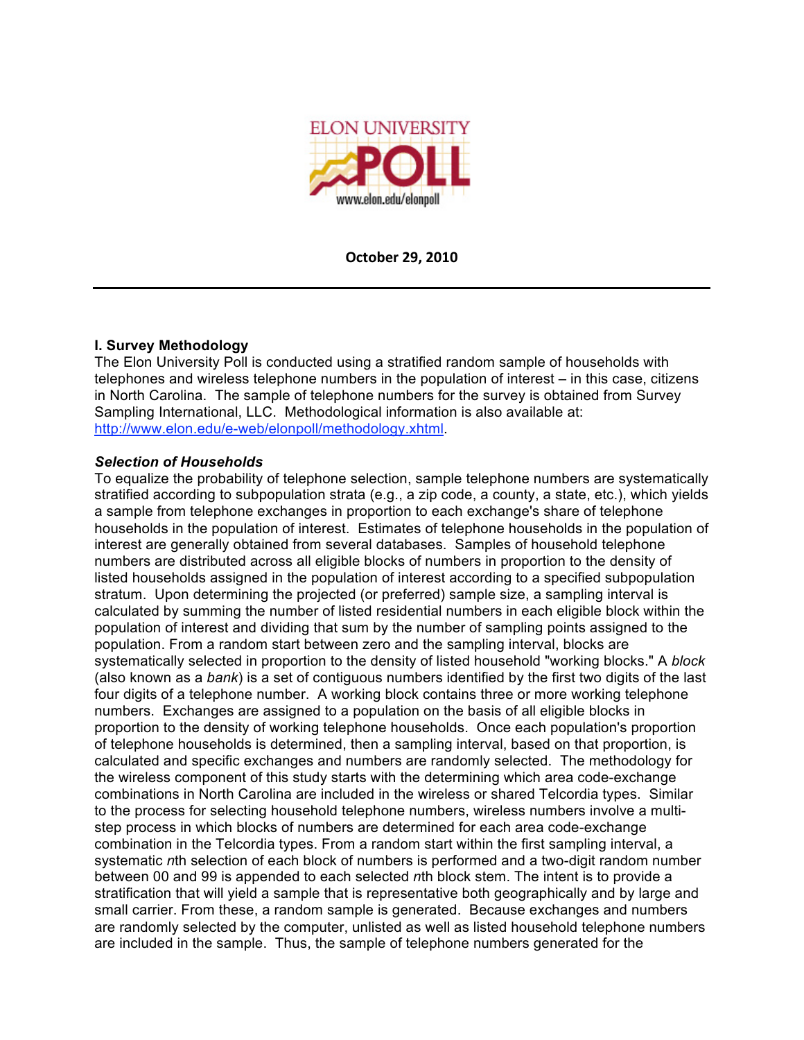ELON UNIVERSITY POLL

www.elon.edu/elonpoll

**October 29, 2010**

---

**I. Survey Methodology**

The Elon University Poll is conducted using a stratified random sample of households with telephones and wireless telephone numbers in the population of interest – in this case, citizens in North Carolina. The sample of telephone numbers for the survey is obtained from Survey Sampling International, LLC. Methodological information is also available at: [http://www.elon.edu/e-web/elonpoll/methodology.xhtml](http://www.elon.edu/e-web/elonpoll/methodology.xhtml).

***Selection of Households***

To equalize the probability of telephone selection, sample telephone numbers are systematically stratified according to subpopulation strata (e.g., a zip code, a county, a state, etc.), which yields a sample from telephone exchanges in proportion to each exchange's share of telephone households in the population of interest. Estimates of telephone households in the population of interest are generally obtained from several databases. Samples of household telephone numbers are distributed across all eligible blocks of numbers in proportion to the density of listed households assigned in the population of interest according to a specified subpopulation stratum. Upon determining the projected (or preferred) sample size, a sampling interval is calculated by summing the number of listed residential numbers in each eligible block within the population of interest and dividing that sum by the number of sampling points assigned to the population. From a random start between zero and the sampling interval, blocks are systematically selected in proportion to the density of listed household "working blocks." A *block* (also known as a *bank*) is a set of contiguous numbers identified by the first two digits of the last four digits of a telephone number. A working block contains three or more working telephone numbers. Exchanges are assigned to a population on the basis of all eligible blocks in proportion to the density of working telephone households. Once each population's proportion of telephone households is determined, then a sampling interval, based on that proportion, is calculated and specific exchanges and numbers are randomly selected. The methodology for the wireless component of this study starts with the determining which area code-exchange combinations in North Carolina are included in the wireless or shared Telcordia types. Similar to the process for selecting household telephone numbers, wireless numbers involve a multi-step process in which blocks of numbers are determined for each area code-exchange combination in the Telcordia types. From a random start within the first sampling interval, a systematic *n*th selection of each block of numbers is performed and a two-digit random number between 00 and 99 is appended to each selected *n*th block stem. The intent is to provide a stratification that will yield a sample that is representative both geographically and by large and small carrier. From these, a random sample is generated. Because exchanges and numbers are randomly selected by the computer, unlisted as well as listed household telephone numbers are included in the sample. Thus, the sample of telephone numbers generated for the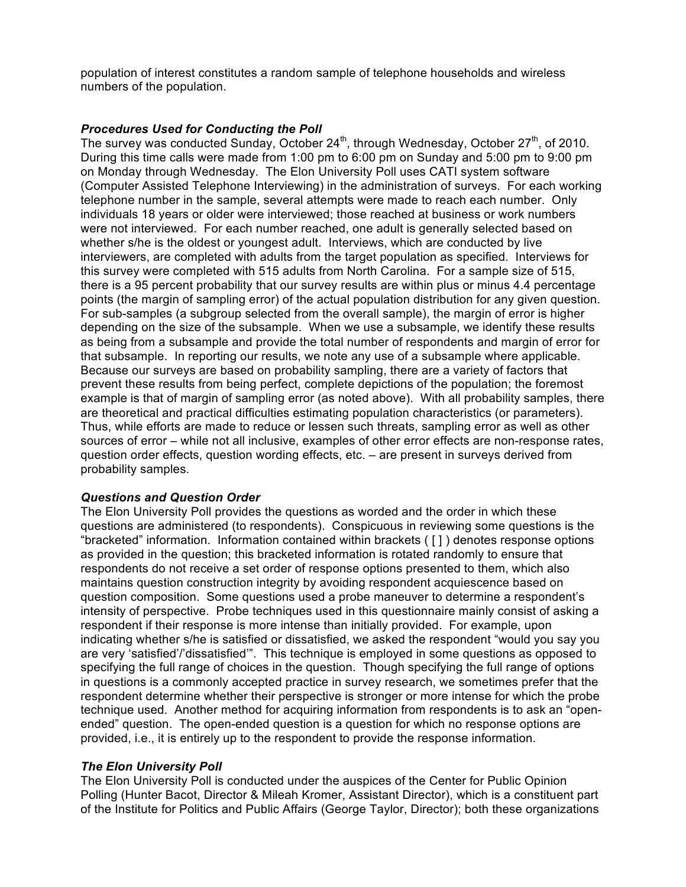population of interest constitutes a random sample of telephone households and wireless numbers of the population.

### *Procedures Used for Conducting the Poll*

The survey was conducted Sunday, October 24th, through Wednesday, October 27th, of 2010. During this time calls were made from 1:00 pm to 6:00 pm on Sunday and 5:00 pm to 9:00 pm on Monday through Wednesday. The Elon University Poll uses CATI system software (Computer Assisted Telephone Interviewing) in the administration of surveys. For each working telephone number in the sample, several attempts were made to reach each number. Only individuals 18 years or older were interviewed; those reached at business or work numbers were not interviewed. For each number reached, one adult is generally selected based on whether s/he is the oldest or youngest adult. Interviews, which are conducted by live interviewers, are completed with adults from the target population as specified. Interviews for this survey were completed with 515 adults from North Carolina. For a sample size of 515, there is a 95 percent probability that our survey results are within plus or minus 4.4 percentage points (the margin of sampling error) of the actual population distribution for any given question. For sub-samples (a subgroup selected from the overall sample), the margin of error is higher depending on the size of the subsample. When we use a subsample, we identify these results as being from a subsample and provide the total number of respondents and margin of error for that subsample. In reporting our results, we note any use of a subsample where applicable. Because our surveys are based on probability sampling, there are a variety of factors that prevent these results from being perfect, complete depictions of the population; the foremost example is that of margin of sampling error (as noted above). With all probability samples, there are theoretical and practical difficulties estimating population characteristics (or parameters). Thus, while efforts are made to reduce or lessen such threats, sampling error as well as other sources of error – while not all inclusive, examples of other error effects are non-response rates, question order effects, question wording effects, etc. – are present in surveys derived from probability samples.

### *Questions and Question Order*

The Elon University Poll provides the questions as worded and the order in which these questions are administered (to respondents). Conspicuous in reviewing some questions is the "bracketed" information. Information contained within brackets ( [ ] ) denotes response options as provided in the question; this bracketed information is rotated randomly to ensure that respondents do not receive a set order of response options presented to them, which also maintains question construction integrity by avoiding respondent acquiescence based on question composition. Some questions used a probe maneuver to determine a respondent's intensity of perspective. Probe techniques used in this questionnaire mainly consist of asking a respondent if their response is more intense than initially provided. For example, upon indicating whether s/he is satisfied or dissatisfied, we asked the respondent "would you say you are very 'satisfied'/'dissatisfied'". This technique is employed in some questions as opposed to specifying the full range of choices in the question. Though specifying the full range of options in questions is a commonly accepted practice in survey research, we sometimes prefer that the respondent determine whether their perspective is stronger or more intense for which the probe technique used. Another method for acquiring information from respondents is to ask an "open-ended" question. The open-ended question is a question for which no response options are provided, i.e., it is entirely up to the respondent to provide the response information.

### *The Elon University Poll*

The Elon University Poll is conducted under the auspices of the Center for Public Opinion Polling (Hunter Bacot, Director & Mileah Kromer, Assistant Director), which is a constituent part of the Institute for Politics and Public Affairs (George Taylor, Director); both these organizations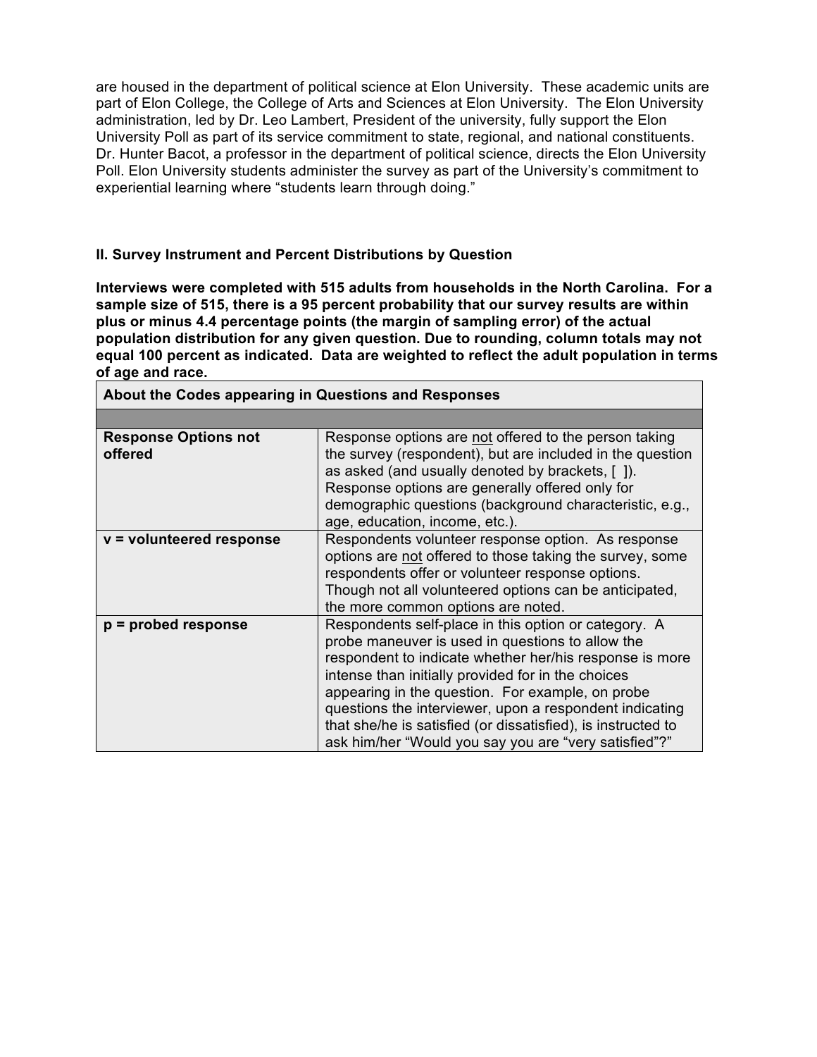are housed in the department of political science at Elon University. These academic units are part of Elon College, the College of Arts and Sciences at Elon University. The Elon University administration, led by Dr. Leo Lambert, President of the university, fully support the Elon University Poll as part of its service commitment to state, regional, and national constituents. Dr. Hunter Bacot, a professor in the department of political science, directs the Elon University Poll. Elon University students administer the survey as part of the University's commitment to experiential learning where "students learn through doing."

## II. Survey Instrument and Percent Distributions by Question

**Interviews were completed with 515 adults from households in the North Carolina. For a sample size of 515, there is a 95 percent probability that our survey results are within plus or minus 4.4 percentage points (the margin of sampling error) of the actual population distribution for any given question. Due to rounding, column totals may not equal 100 percent as indicated. Data are weighted to reflect the adult population in terms of age and race.**

| About the Codes appearing in Questions and Responses | |
|---|---|
| | |
| **Response Options not offered** | Response options are <u>not</u> offered to the person taking the survey (respondent), but are included in the question as asked (and usually denoted by brackets, [ ]). Response options are generally offered only for demographic questions (background characteristic, e.g., age, education, income, etc.). |
| **v = volunteered response** | Respondents volunteer response option. As response options are <u>not</u> offered to those taking the survey, some respondents offer or volunteer response options. Though not all volunteered options can be anticipated, the more common options are noted. |
| **p = probed response** | Respondents self-place in this option or category. A probe maneuver is used in questions to allow the respondent to indicate whether her/his response is more intense than initially provided for in the choices appearing in the question. For example, on probe questions the interviewer, upon a respondent indicating that she/he is satisfied (or dissatisfied), is instructed to ask him/her "Would you say you are "very satisfied"?" |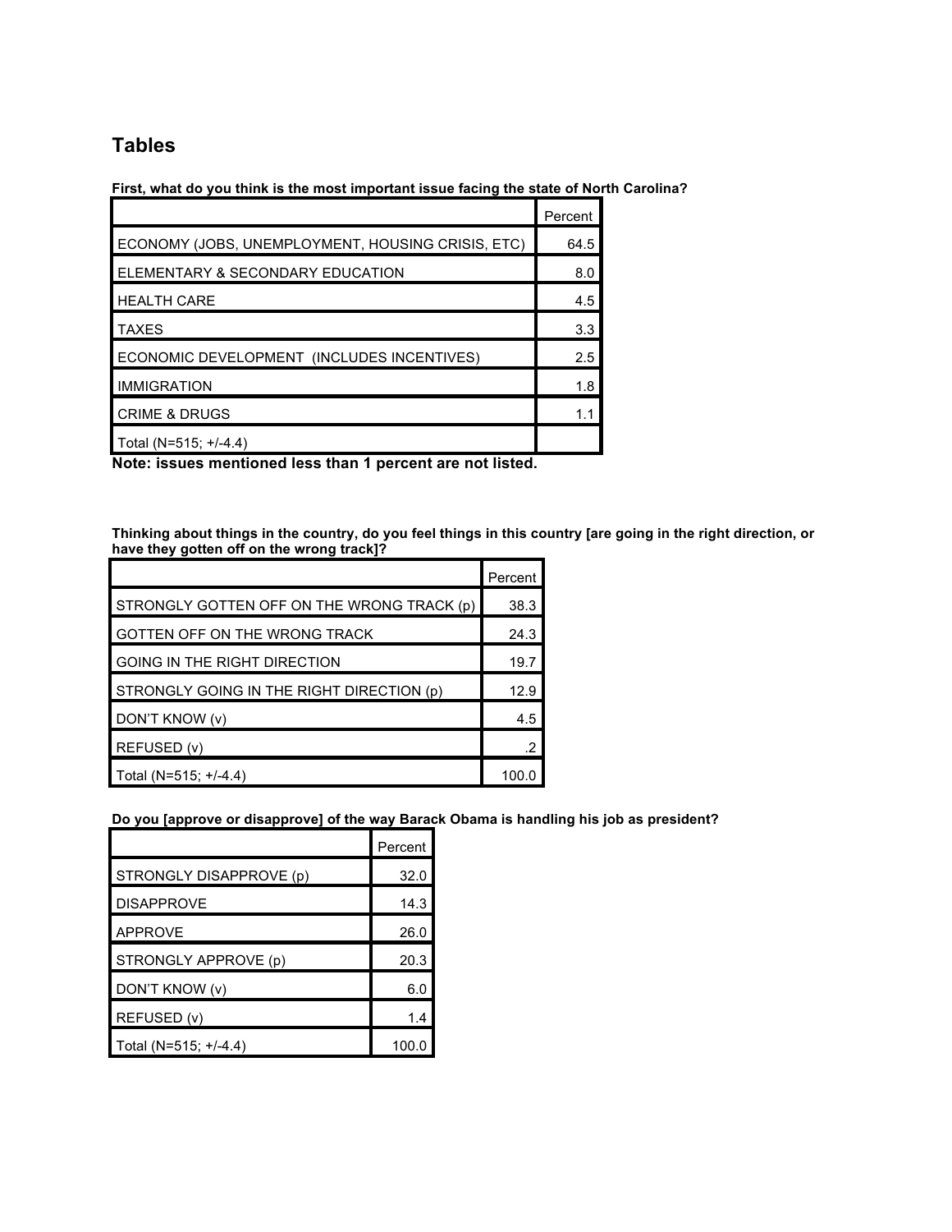## Tables

**First, what do you think is the most important issue facing the state of North Carolina?**

| | Percent |
|---|---|
| ECONOMY (JOBS, UNEMPLOYMENT, HOUSING CRISIS, ETC) | 64.5 |
| ELEMENTARY & SECONDARY EDUCATION | 8.0 |
| HEALTH CARE | 4.5 |
| TAXES | 3.3 |
| ECONOMIC DEVELOPMENT (INCLUDES INCENTIVES) | 2.5 |
| IMMIGRATION | 1.8 |
| CRIME & DRUGS | 1.1 |
| Total (N=515; +/-4.4) | |

**Note: issues mentioned less than 1 percent are not listed.**

**Thinking about things in the country, do you feel things in this country [are going in the right direction, or have they gotten off on the wrong track]?**

| | Percent |
|---|---|
| STRONGLY GOTTEN OFF ON THE WRONG TRACK (p) | 38.3 |
| GOTTEN OFF ON THE WRONG TRACK | 24.3 |
| GOING IN THE RIGHT DIRECTION | 19.7 |
| STRONGLY GOING IN THE RIGHT DIRECTION (p) | 12.9 |
| DON'T KNOW (v) | 4.5 |
| REFUSED (v) | .2 |
| Total (N=515; +/-4.4) | 100.0 |

**Do you [approve or disapprove] of the way Barack Obama is handling his job as president?**

| | Percent |
|---|---|
| STRONGLY DISAPPROVE (p) | 32.0 |
| DISAPPROVE | 14.3 |
| APPROVE | 26.0 |
| STRONGLY APPROVE (p) | 20.3 |
| DON'T KNOW (v) | 6.0 |
| REFUSED (v) | 1.4 |
| Total (N=515; +/-4.4) | 100.0 |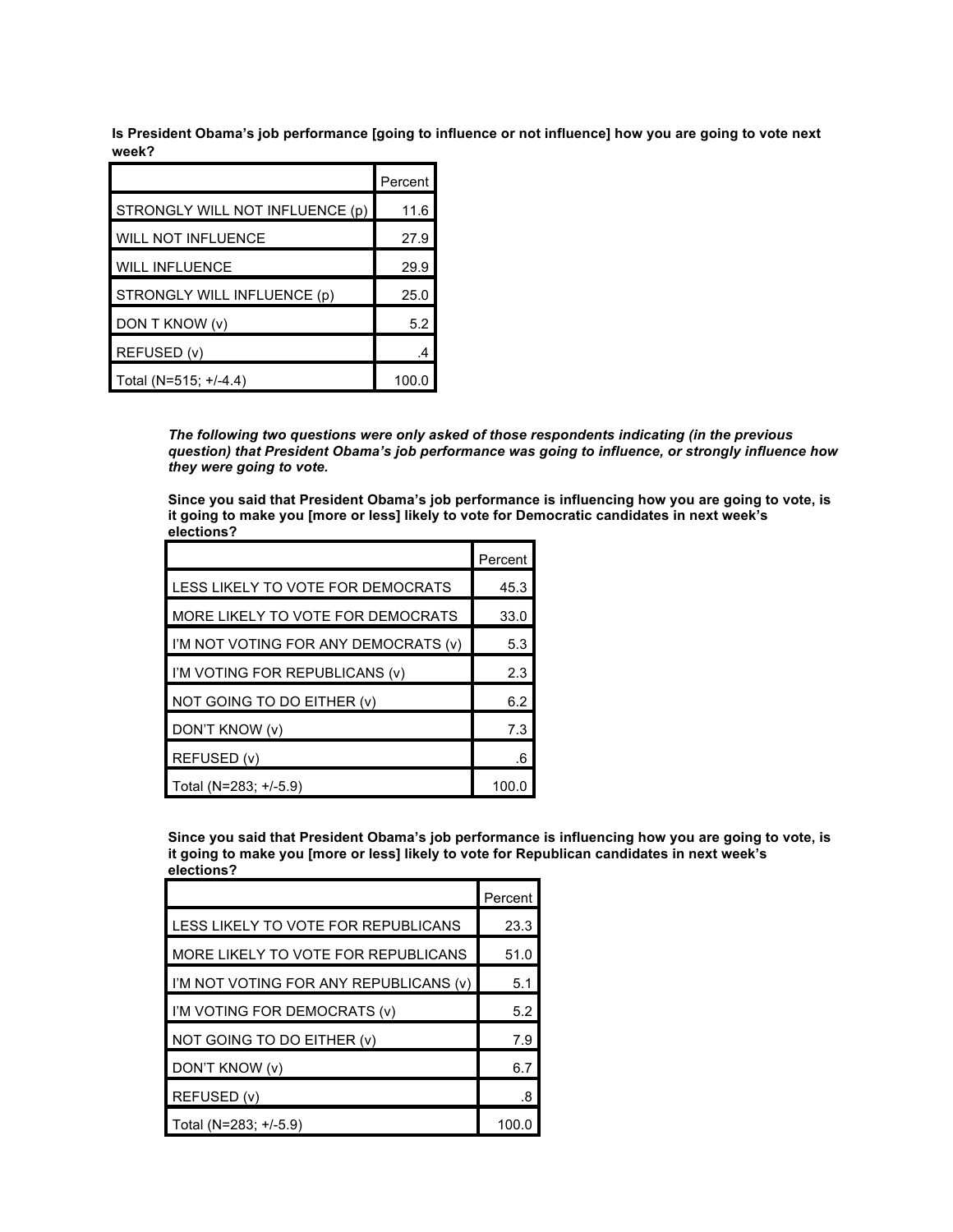**Is President Obama's job performance [going to influence or not influence] how you are going to vote next week?**

| | Percent |
|---|---|
| STRONGLY WILL NOT INFLUENCE (p) | 11.6 |
| WILL NOT INFLUENCE | 27.9 |
| WILL INFLUENCE | 29.9 |
| STRONGLY WILL INFLUENCE (p) | 25.0 |
| DON T KNOW (v) | 5.2 |
| REFUSED (v) | .4 |
| Total (N=515; +/-4.4) | 100.0 |

***The following two questions were only asked of those respondents indicating (in the previous question) that President Obama's job performance was going to influence, or strongly influence how they were going to vote.***

**Since you said that President Obama's job performance is influencing how you are going to vote, is it going to make you [more or less] likely to vote for Democratic candidates in next week's elections?**

| | Percent |
|---|---|
| LESS LIKELY TO VOTE FOR DEMOCRATS | 45.3 |
| MORE LIKELY TO VOTE FOR DEMOCRATS | 33.0 |
| I'M NOT VOTING FOR ANY DEMOCRATS (v) | 5.3 |
| I'M VOTING FOR REPUBLICANS (v) | 2.3 |
| NOT GOING TO DO EITHER (v) | 6.2 |
| DON'T KNOW (v) | 7.3 |
| REFUSED (v) | .6 |
| Total (N=283; +/-5.9) | 100.0 |

**Since you said that President Obama's job performance is influencing how you are going to vote, is it going to make you [more or less] likely to vote for Republican candidates in next week's elections?**

| | Percent |
|---|---|
| LESS LIKELY TO VOTE FOR REPUBLICANS | 23.3 |
| MORE LIKELY TO VOTE FOR REPUBLICANS | 51.0 |
| I'M NOT VOTING FOR ANY REPUBLICANS (v) | 5.1 |
| I'M VOTING FOR DEMOCRATS (v) | 5.2 |
| NOT GOING TO DO EITHER (v) | 7.9 |
| DON'T KNOW (v) | 6.7 |
| REFUSED (v) | .8 |
| Total (N=283; +/-5.9) | 100.0 |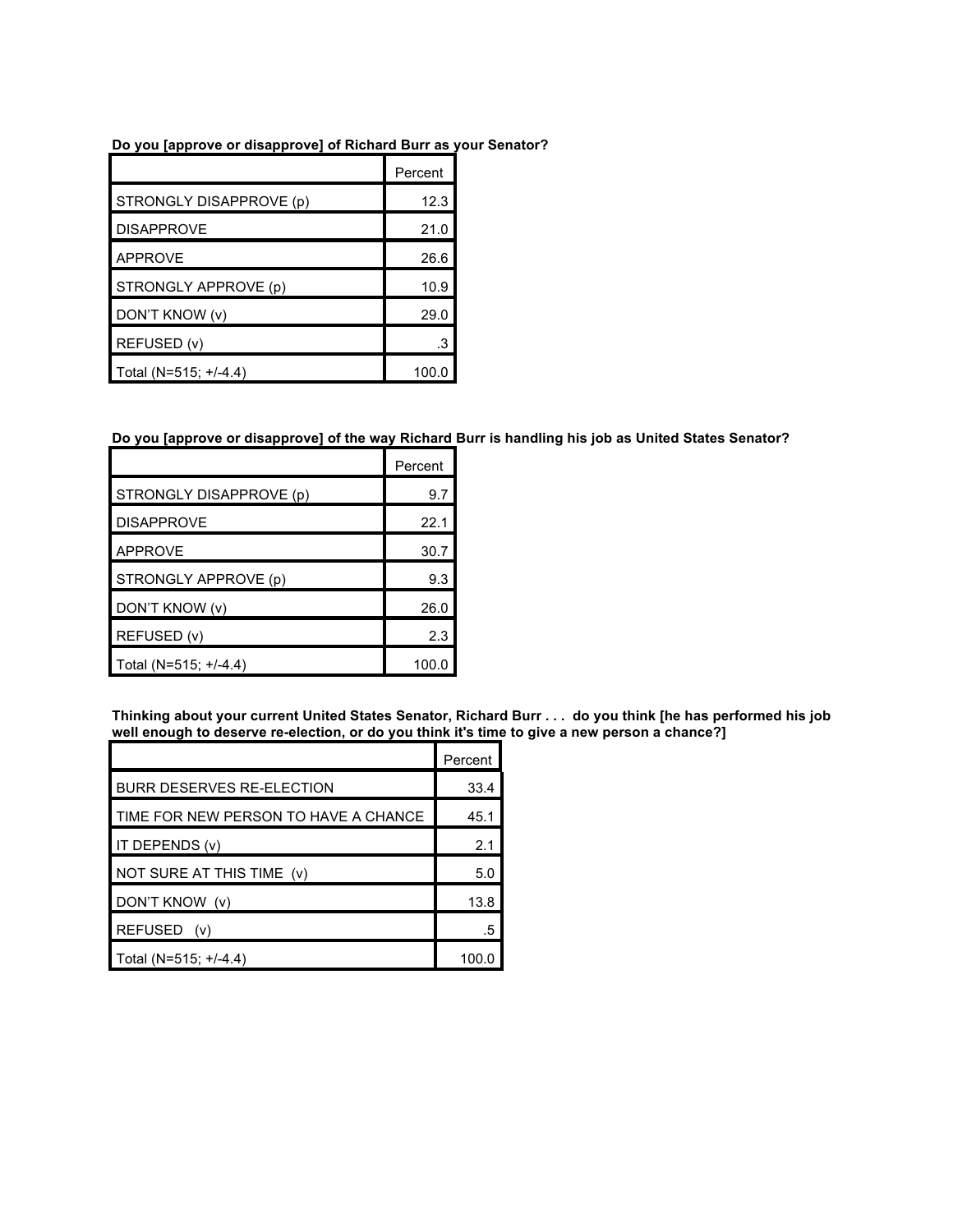**Do you [approve or disapprove] of Richard Burr as your Senator?**

| | Percent |
|---|---|
| STRONGLY DISAPPROVE (p) | 12.3 |
| DISAPPROVE | 21.0 |
| APPROVE | 26.6 |
| STRONGLY APPROVE (p) | 10.9 |
| DON'T KNOW (v) | 29.0 |
| REFUSED (v) | .3 |
| Total (N=515; +/-4.4) | 100.0 |

**Do you [approve or disapprove] of the way Richard Burr is handling his job as United States Senator?**

| | Percent |
|---|---|
| STRONGLY DISAPPROVE (p) | 9.7 |
| DISAPPROVE | 22.1 |
| APPROVE | 30.7 |
| STRONGLY APPROVE (p) | 9.3 |
| DON'T KNOW (v) | 26.0 |
| REFUSED (v) | 2.3 |
| Total (N=515; +/-4.4) | 100.0 |

**Thinking about your current United States Senator, Richard Burr . . . do you think [he has performed his job well enough to deserve re-election, or do you think it's time to give a new person a chance?]**

| | Percent |
|---|---|
| BURR DESERVES RE-ELECTION | 33.4 |
| TIME FOR NEW PERSON TO HAVE A CHANCE | 45.1 |
| IT DEPENDS (v) | 2.1 |
| NOT SURE AT THIS TIME (v) | 5.0 |
| DON'T KNOW (v) | 13.8 |
| REFUSED (v) | .5 |
| Total (N=515; +/-4.4) | 100.0 |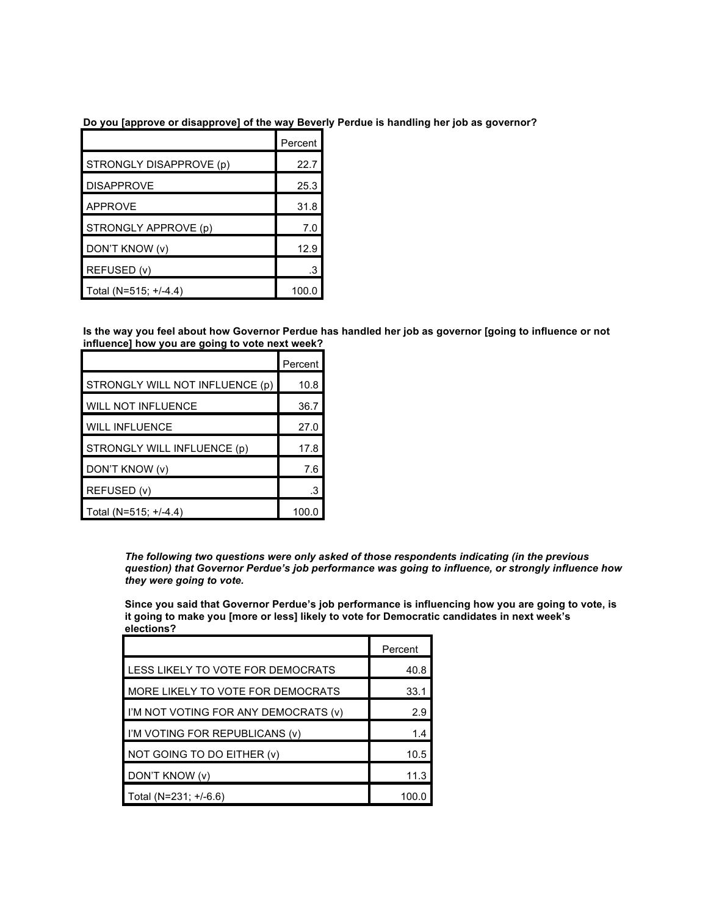**Do you [approve or disapprove] of the way Beverly Perdue is handling her job as governor?**

| | Percent |
|---|---|
| STRONGLY DISAPPROVE (p) | 22.7 |
| DISAPPROVE | 25.3 |
| APPROVE | 31.8 |
| STRONGLY APPROVE (p) | 7.0 |
| DON'T KNOW (v) | 12.9 |
| REFUSED (v) | .3 |
| Total (N=515; +/-4.4) | 100.0 |

**Is the way you feel about how Governor Perdue has handled her job as governor [going to influence or not influence] how you are going to vote next week?**

| | Percent |
|---|---|
| STRONGLY WILL NOT INFLUENCE (p) | 10.8 |
| WILL NOT INFLUENCE | 36.7 |
| WILL INFLUENCE | 27.0 |
| STRONGLY WILL INFLUENCE (p) | 17.8 |
| DON'T KNOW (v) | 7.6 |
| REFUSED (v) | .3 |
| Total (N=515; +/-4.4) | 100.0 |

***The following two questions were only asked of those respondents indicating (in the previous question) that Governor Perdue's job performance was going to influence, or strongly influence how they were going to vote.***

**Since you said that Governor Perdue's job performance is influencing how you are going to vote, is it going to make you [more or less] likely to vote for Democratic candidates in next week's elections?**

| | Percent |
|---|---|
| LESS LIKELY TO VOTE FOR DEMOCRATS | 40.8 |
| MORE LIKELY TO VOTE FOR DEMOCRATS | 33.1 |
| I'M NOT VOTING FOR ANY DEMOCRATS (v) | 2.9 |
| I'M VOTING FOR REPUBLICANS (v) | 1.4 |
| NOT GOING TO DO EITHER (v) | 10.5 |
| DON'T KNOW (v) | 11.3 |
| Total (N=231; +/-6.6) | 100.0 |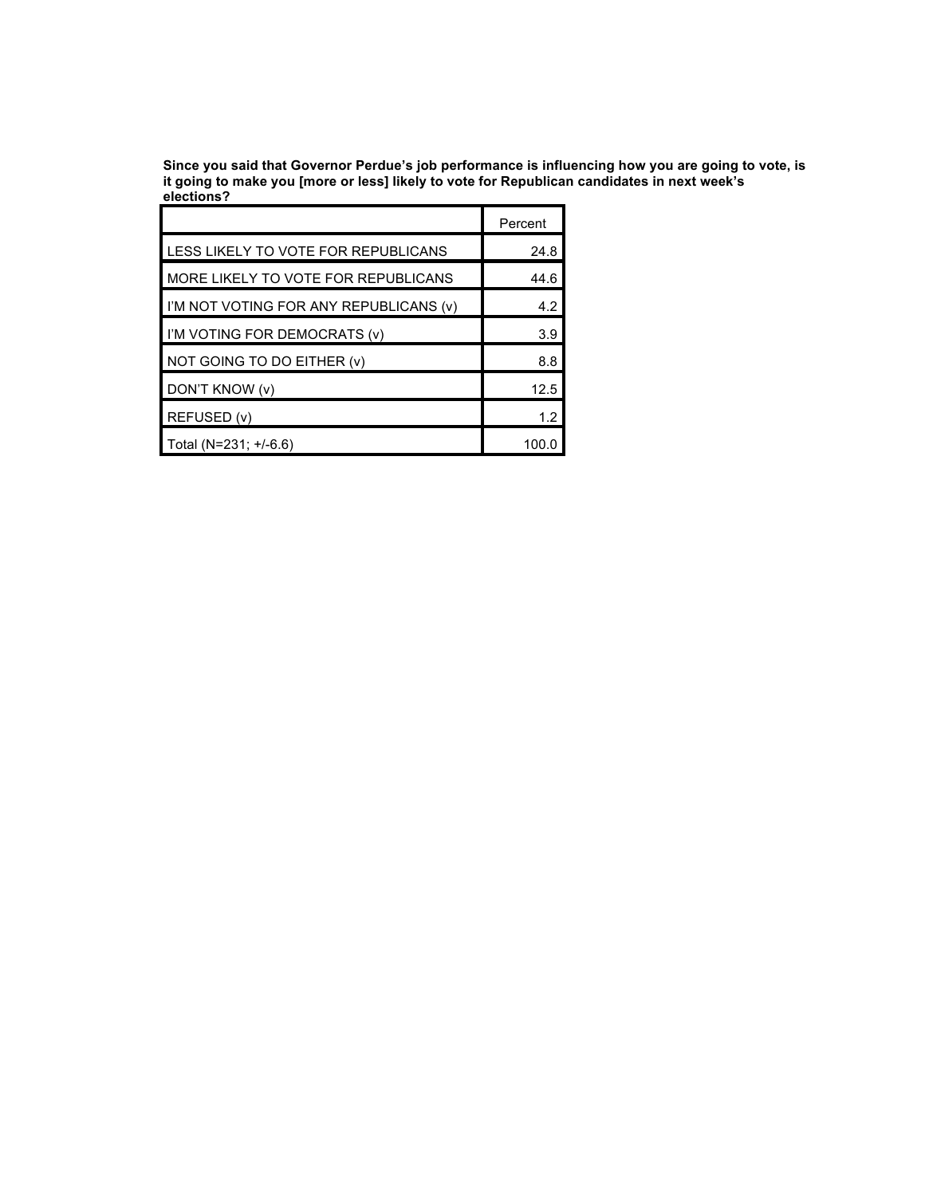**Since you said that Governor Perdue's job performance is influencing how you are going to vote, is it going to make you [more or less] likely to vote for Republican candidates in next week's elections?**

| | Percent |
|---|---|
| LESS LIKELY TO VOTE FOR REPUBLICANS | 24.8 |
| MORE LIKELY TO VOTE FOR REPUBLICANS | 44.6 |
| I'M NOT VOTING FOR ANY REPUBLICANS (v) | 4.2 |
| I'M VOTING FOR DEMOCRATS (v) | 3.9 |
| NOT GOING TO DO EITHER (v) | 8.8 |
| DON'T KNOW (v) | 12.5 |
| REFUSED (v) | 1.2 |
| Total (N=231; +/-6.6) | 100.0 |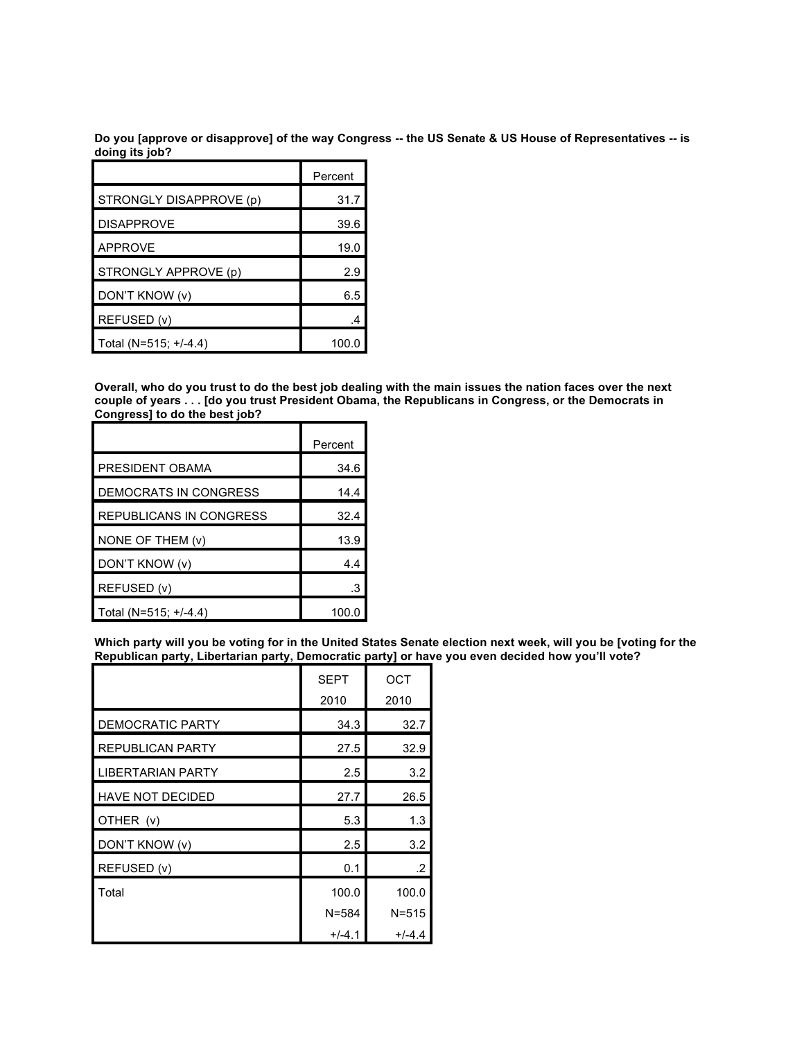**Do you [approve or disapprove] of the way Congress -- the US Senate & US House of Representatives -- is doing its job?**

| | Percent |
|---|---|
| STRONGLY DISAPPROVE (p) | 31.7 |
| DISAPPROVE | 39.6 |
| APPROVE | 19.0 |
| STRONGLY APPROVE (p) | 2.9 |
| DON'T KNOW (v) | 6.5 |
| REFUSED (v) | .4 |
| Total (N=515; +/-4.4) | 100.0 |

**Overall, who do you trust to do the best job dealing with the main issues the nation faces over the next couple of years . . . [do you trust President Obama, the Republicans in Congress, or the Democrats in Congress] to do the best job?**

| | Percent |
|---|---|
| PRESIDENT OBAMA | 34.6 |
| DEMOCRATS IN CONGRESS | 14.4 |
| REPUBLICANS IN CONGRESS | 32.4 |
| NONE OF THEM (v) | 13.9 |
| DON'T KNOW (v) | 4.4 |
| REFUSED (v) | .3 |
| Total (N=515; +/-4.4) | 100.0 |

**Which party will you be voting for in the United States Senate election next week, will you be [voting for the Republican party, Libertarian party, Democratic party] or have you even decided how you'll vote?**

| | SEPT 2010 | OCT 2010 |
|---|---|---|
| DEMOCRATIC PARTY | 34.3 | 32.7 |
| REPUBLICAN PARTY | 27.5 | 32.9 |
| LIBERTARIAN PARTY | 2.5 | 3.2 |
| HAVE NOT DECIDED | 27.7 | 26.5 |
| OTHER (v) | 5.3 | 1.3 |
| DON'T KNOW (v) | 2.5 | 3.2 |
| REFUSED (v) | 0.1 | .2 |
| Total | 100.0 N=584 +/-4.1 | 100.0 N=515 +/-4.4 |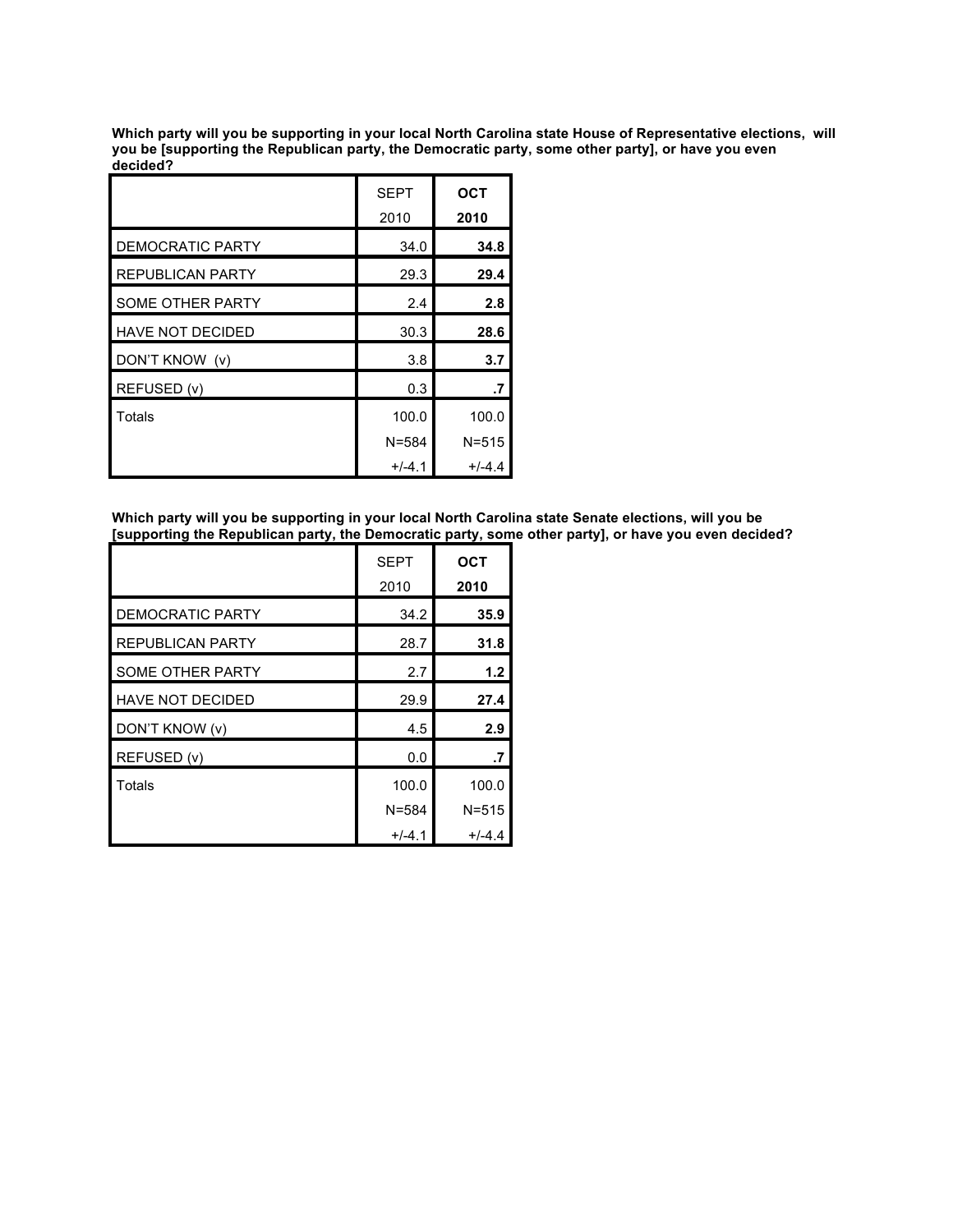**Which party will you be supporting in your local North Carolina state House of Representative elections, will you be [supporting the Republican party, the Democratic party, some other party], or have you even decided?**

| | SEPT 2010 | **OCT 2010** |
|---|---|---|
| DEMOCRATIC PARTY | 34.0 | **34.8** |
| REPUBLICAN PARTY | 29.3 | **29.4** |
| SOME OTHER PARTY | 2.4 | **2.8** |
| HAVE NOT DECIDED | 30.3 | **28.6** |
| DON'T KNOW (v) | 3.8 | **3.7** |
| REFUSED (v) | 0.3 | **.7** |
| Totals | 100.0 | 100.0 |
| | N=584 | N=515 |
| | +/-4.1 | +/-4.4 |

**Which party will you be supporting in your local North Carolina state Senate elections, will you be [supporting the Republican party, the Democratic party, some other party], or have you even decided?**

| | SEPT 2010 | **OCT 2010** |
|---|---|---|
| DEMOCRATIC PARTY | 34.2 | **35.9** |
| REPUBLICAN PARTY | 28.7 | **31.8** |
| SOME OTHER PARTY | 2.7 | **1.2** |
| HAVE NOT DECIDED | 29.9 | **27.4** |
| DON'T KNOW (v) | 4.5 | **2.9** |
| REFUSED (v) | 0.0 | **.7** |
| Totals | 100.0 | 100.0 |
| | N=584 | N=515 |
| | +/-4.1 | +/-4.4 |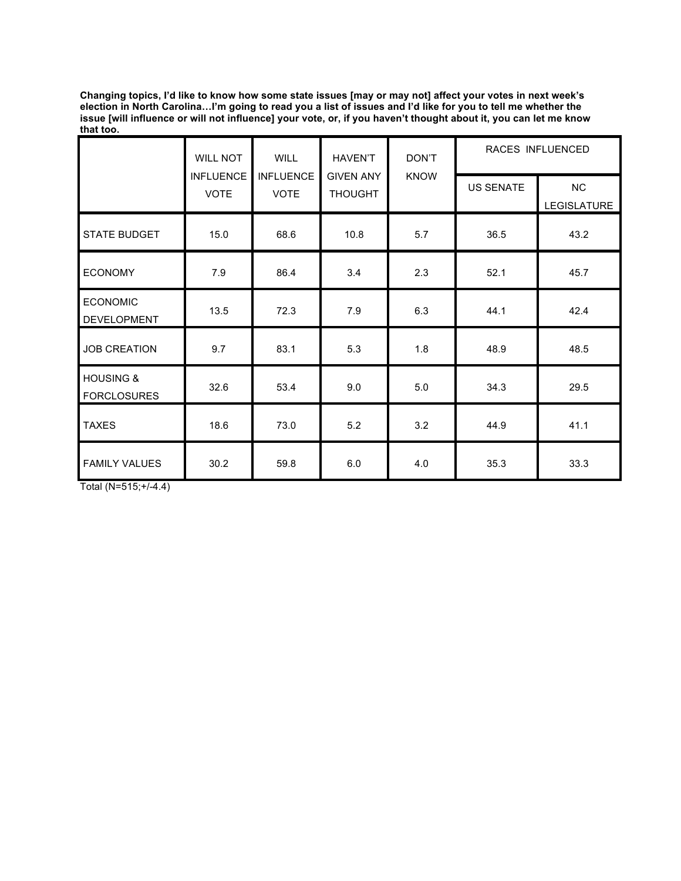**Changing topics, I'd like to know how some state issues [may or may not] affect your votes in next week's election in North Carolina…I'm going to read you a list of issues and I'd like for you to tell me whether the issue [will influence or will not influence] your vote, or, if you haven't thought about it, you can let me know that too.**

| | WILL NOT INFLUENCE VOTE | WILL INFLUENCE VOTE | HAVEN'T GIVEN ANY THOUGHT | DON'T KNOW | RACES INFLUENCED | |
|---|---|---|---|---|---|---|
| | | | | | US SENATE | NC LEGISLATURE |
| STATE BUDGET | 15.0 | 68.6 | 10.8 | 5.7 | 36.5 | 43.2 |
| ECONOMY | 7.9 | 86.4 | 3.4 | 2.3 | 52.1 | 45.7 |
| ECONOMIC DEVELOPMENT | 13.5 | 72.3 | 7.9 | 6.3 | 44.1 | 42.4 |
| JOB CREATION | 9.7 | 83.1 | 5.3 | 1.8 | 48.9 | 48.5 |
| HOUSING & FORCLOSURES | 32.6 | 53.4 | 9.0 | 5.0 | 34.3 | 29.5 |
| TAXES | 18.6 | 73.0 | 5.2 | 3.2 | 44.9 | 41.1 |
| FAMILY VALUES | 30.2 | 59.8 | 6.0 | 4.0 | 35.3 | 33.3 |

Total (N=515;+/-4.4)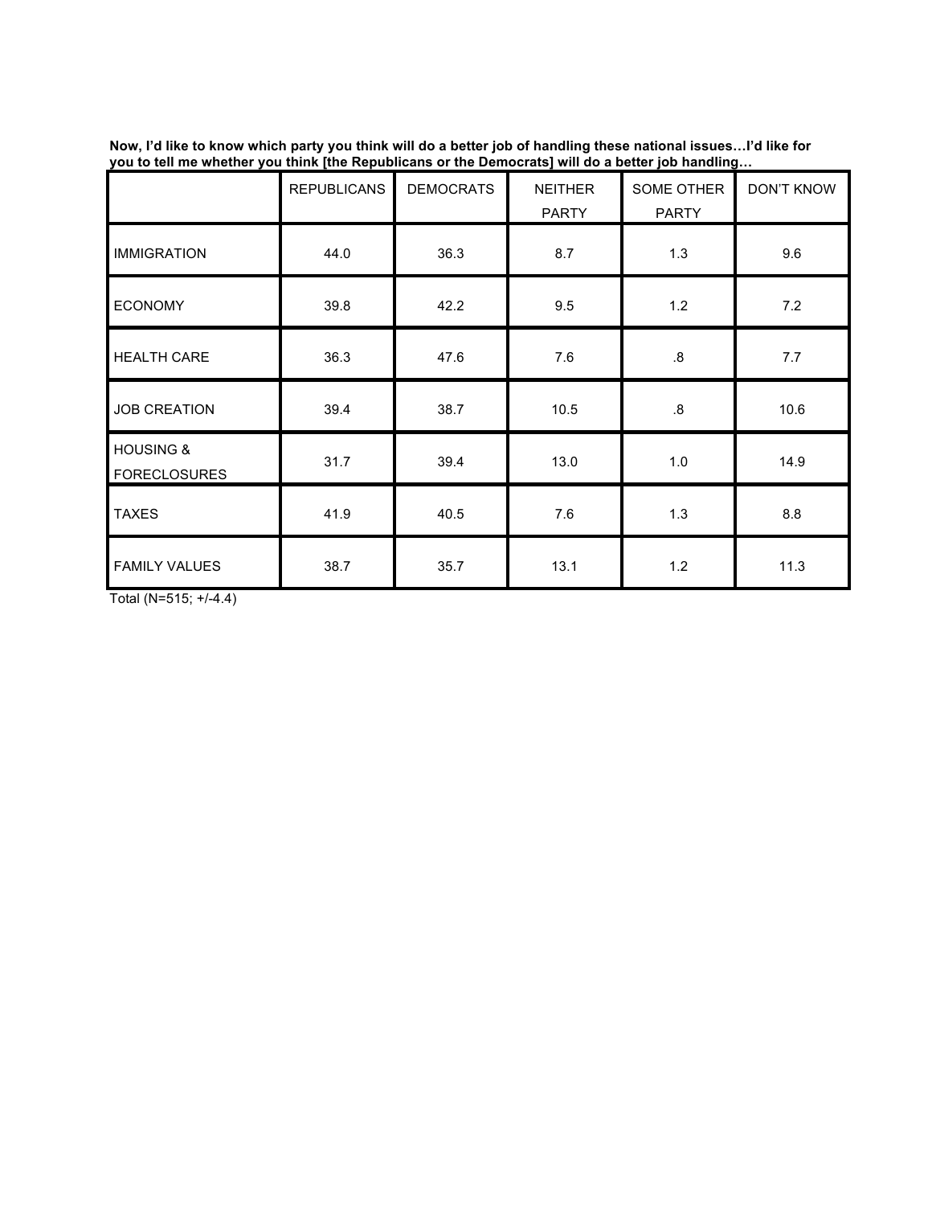**Now, I'd like to know which party you think will do a better job of handling these national issues…I'd like for you to tell me whether you think [the Republicans or the Democrats] will do a better job handling…**

| | REPUBLICANS | DEMOCRATS | NEITHER PARTY | SOME OTHER PARTY | DON'T KNOW |
|---|---|---|---|---|---|
| IMMIGRATION | 44.0 | 36.3 | 8.7 | 1.3 | 9.6 |
| ECONOMY | 39.8 | 42.2 | 9.5 | 1.2 | 7.2 |
| HEALTH CARE | 36.3 | 47.6 | 7.6 | .8 | 7.7 |
| JOB CREATION | 39.4 | 38.7 | 10.5 | .8 | 10.6 |
| HOUSING & FORECLOSURES | 31.7 | 39.4 | 13.0 | 1.0 | 14.9 |
| TAXES | 41.9 | 40.5 | 7.6 | 1.3 | 8.8 |
| FAMILY VALUES | 38.7 | 35.7 | 13.1 | 1.2 | 11.3 |

Total (N=515; +/-4.4)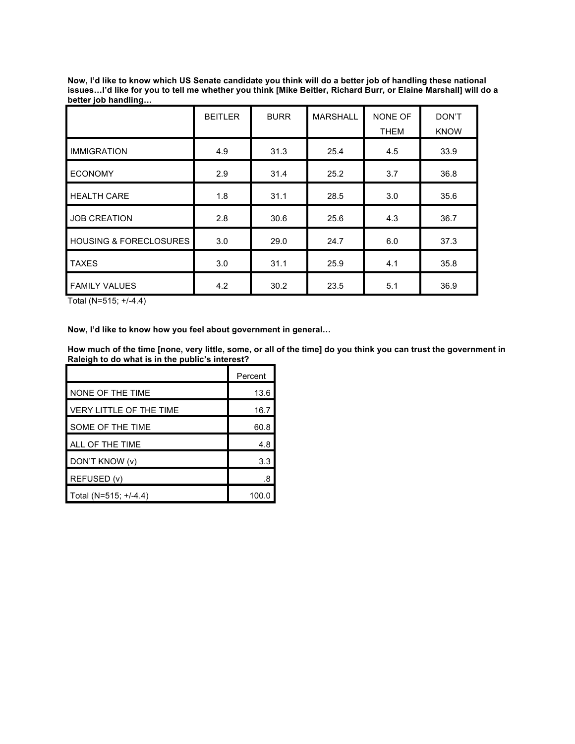**Now, I'd like to know which US Senate candidate you think will do a better job of handling these national issues…I'd like for you to tell me whether you think [Mike Beitler, Richard Burr, or Elaine Marshall] will do a better job handling…**

| | BEITLER | BURR | MARSHALL | NONE OF THEM | DON'T KNOW |
|---|---|---|---|---|---|
| IMMIGRATION | 4.9 | 31.3 | 25.4 | 4.5 | 33.9 |
| ECONOMY | 2.9 | 31.4 | 25.2 | 3.7 | 36.8 |
| HEALTH CARE | 1.8 | 31.1 | 28.5 | 3.0 | 35.6 |
| JOB CREATION | 2.8 | 30.6 | 25.6 | 4.3 | 36.7 |
| HOUSING & FORECLOSURES | 3.0 | 29.0 | 24.7 | 6.0 | 37.3 |
| TAXES | 3.0 | 31.1 | 25.9 | 4.1 | 35.8 |
| FAMILY VALUES | 4.2 | 30.2 | 23.5 | 5.1 | 36.9 |

Total (N=515; +/-4.4)

**Now, I'd like to know how you feel about government in general…**

**How much of the time [none, very little, some, or all of the time] do you think you can trust the government in Raleigh to do what is in the public's interest?**

| | Percent |
|---|---|
| NONE OF THE TIME | 13.6 |
| VERY LITTLE OF THE TIME | 16.7 |
| SOME OF THE TIME | 60.8 |
| ALL OF THE TIME | 4.8 |
| DON'T KNOW (v) | 3.3 |
| REFUSED (v) | .8 |
| Total (N=515; +/-4.4) | 100.0 |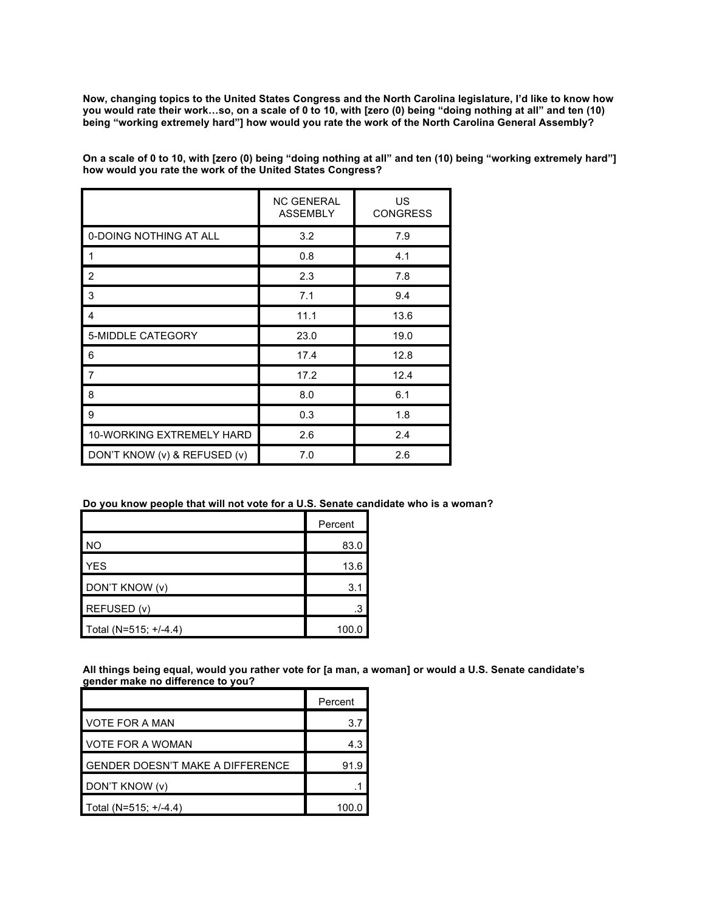**Now, changing topics to the United States Congress and the North Carolina legislature, I'd like to know how you would rate their work…so, on a scale of 0 to 10, with [zero (0) being "doing nothing at all" and ten (10) being "working extremely hard"] how would you rate the work of the North Carolina General Assembly?**

**On a scale of 0 to 10, with [zero (0) being "doing nothing at all" and ten (10) being "working extremely hard"] how would you rate the work of the United States Congress?**

| | NC GENERAL ASSEMBLY | US CONGRESS |
|---|---|---|
| 0-DOING NOTHING AT ALL | 3.2 | 7.9 |
| 1 | 0.8 | 4.1 |
| 2 | 2.3 | 7.8 |
| 3 | 7.1 | 9.4 |
| 4 | 11.1 | 13.6 |
| 5-MIDDLE CATEGORY | 23.0 | 19.0 |
| 6 | 17.4 | 12.8 |
| 7 | 17.2 | 12.4 |
| 8 | 8.0 | 6.1 |
| 9 | 0.3 | 1.8 |
| 10-WORKING EXTREMELY HARD | 2.6 | 2.4 |
| DON'T KNOW (v) & REFUSED (v) | 7.0 | 2.6 |

**Do you know people that will not vote for a U.S. Senate candidate who is a woman?**

| | Percent |
|---|---|
| NO | 83.0 |
| YES | 13.6 |
| DON'T KNOW (v) | 3.1 |
| REFUSED (v) | .3 |
| Total (N=515; +/-4.4) | 100.0 |

**All things being equal, would you rather vote for [a man, a woman] or would a U.S. Senate candidate's gender make no difference to you?**

| | Percent |
|---|---|
| VOTE FOR A MAN | 3.7 |
| VOTE FOR A WOMAN | 4.3 |
| GENDER DOESN'T MAKE A DIFFERENCE | 91.9 |
| DON'T KNOW (v) | .1 |
| Total (N=515; +/-4.4) | 100.0 |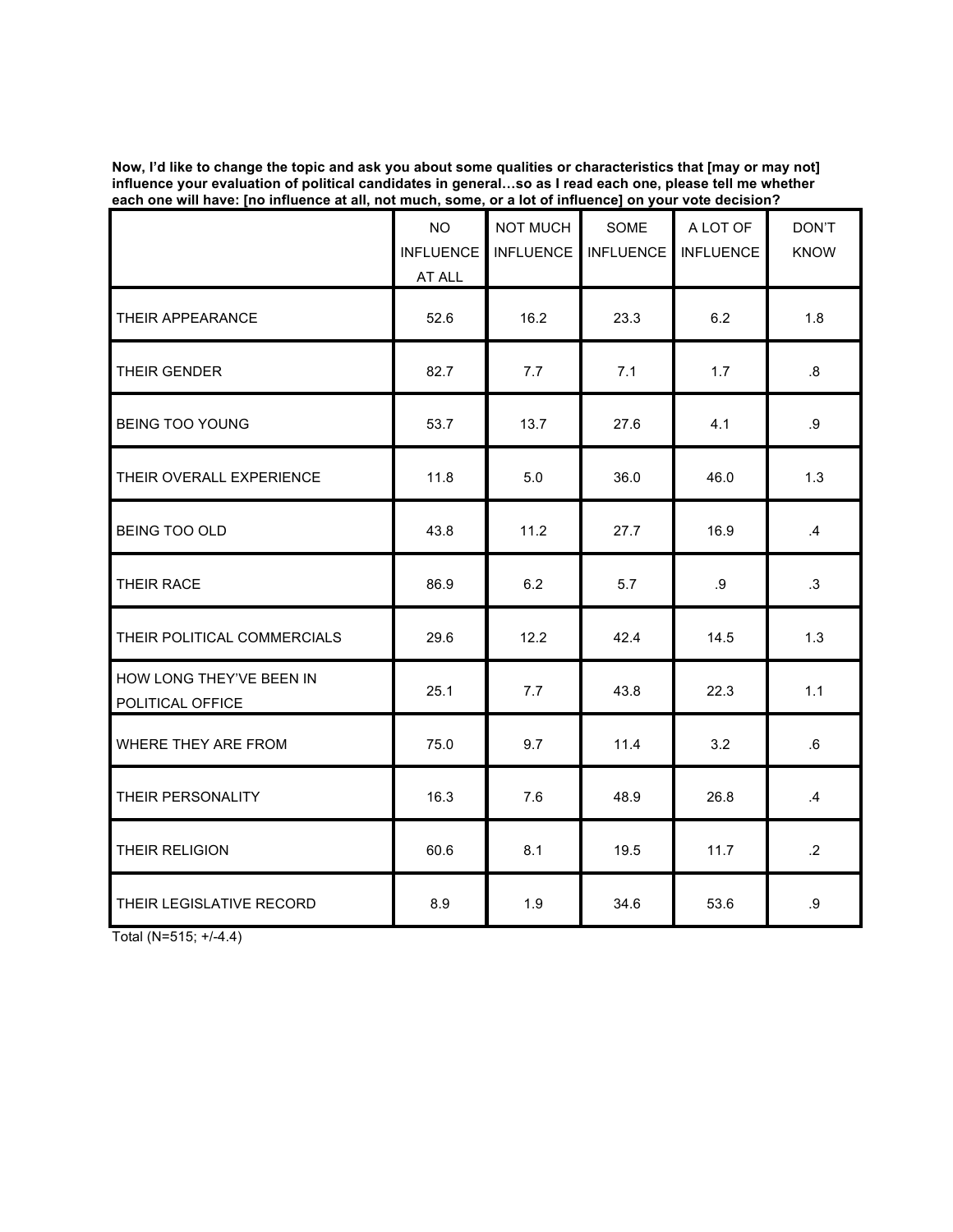**Now, I'd like to change the topic and ask you about some qualities or characteristics that [may or may not] influence your evaluation of political candidates in general…so as I read each one, please tell me whether each one will have: [no influence at all, not much, some, or a lot of influence] on your vote decision?**

| | NO INFLUENCE AT ALL | NOT MUCH INFLUENCE | SOME INFLUENCE | A LOT OF INFLUENCE | DON'T KNOW |
|---|---|---|---|---|---|
| THEIR APPEARANCE | 52.6 | 16.2 | 23.3 | 6.2 | 1.8 |
| THEIR GENDER | 82.7 | 7.7 | 7.1 | 1.7 | .8 |
| BEING TOO YOUNG | 53.7 | 13.7 | 27.6 | 4.1 | .9 |
| THEIR OVERALL EXPERIENCE | 11.8 | 5.0 | 36.0 | 46.0 | 1.3 |
| BEING TOO OLD | 43.8 | 11.2 | 27.7 | 16.9 | .4 |
| THEIR RACE | 86.9 | 6.2 | 5.7 | .9 | .3 |
| THEIR POLITICAL COMMERCIALS | 29.6 | 12.2 | 42.4 | 14.5 | 1.3 |
| HOW LONG THEY'VE BEEN IN POLITICAL OFFICE | 25.1 | 7.7 | 43.8 | 22.3 | 1.1 |
| WHERE THEY ARE FROM | 75.0 | 9.7 | 11.4 | 3.2 | .6 |
| THEIR PERSONALITY | 16.3 | 7.6 | 48.9 | 26.8 | .4 |
| THEIR RELIGION | 60.6 | 8.1 | 19.5 | 11.7 | .2 |
| THEIR LEGISLATIVE RECORD | 8.9 | 1.9 | 34.6 | 53.6 | .9 |

Total (N=515; +/-4.4)